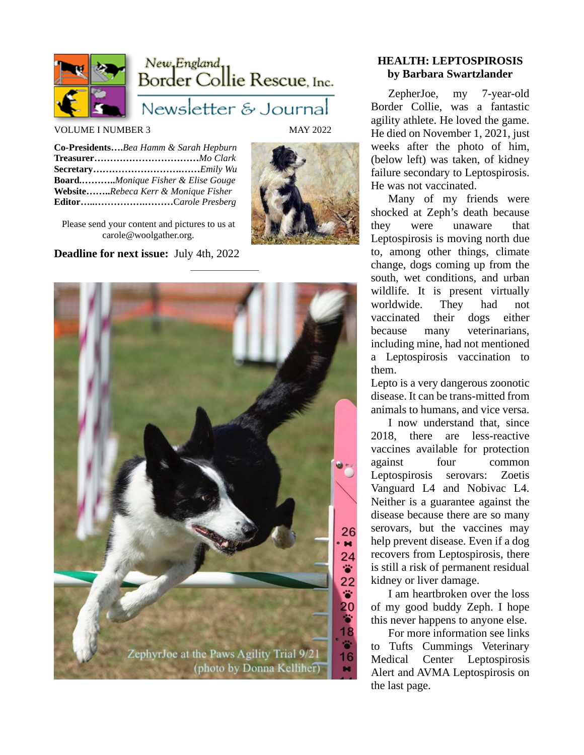# New England Border Collie Rescue, Inc.

## Newsletter & Journal

VOLUME I NUMBER 3 MAY 2022

**Co-Presidents….***Bea Hamm & Sarah Hepburn*
**Treasurer……………………………***Mo Clark*
**Secretary………………………..……***Emily Wu*
**Board.………..***Monique Fisher & Elise Gouge*
**Website……..***Rebeca Kerr & Monique Fisher*
**Editor…..…………….………***Carole Presberg*

Please send your content and pictures to us at carole@woolgather.org.

**Deadline for next issue:** July 4th, 2022

ZephyrJoe at the Paws Agility Trial 9/21
(photo by Donna Kelliher)

### HEALTH: LEPTOSPIROSIS
### by Barbara Swartzlander

ZepherJoe, my 7-year-old Border Collie, was a fantastic agility athlete. He loved the game. He died on November 1, 2021, just weeks after the photo of him, (below left) was taken, of kidney failure secondary to Leptospirosis. He was not vaccinated.

Many of my friends were shocked at Zeph's death because they were unaware that Leptospirosis is moving north due to, among other things, climate change, dogs coming up from the south, wet conditions, and urban wildlife. It is present virtually worldwide. They had not vaccinated their dogs either because many veterinarians, including mine, had not mentioned a Leptospirosis vaccination to them.

Lepto is a very dangerous zoonotic disease. It can be trans-mitted from animals to humans, and vice versa.

I now understand that, since 2018, there are less-reactive vaccines available for protection against four common Leptospirosis serovars: Zoetis Vanguard L4 and Nobivac L4. Neither is a guarantee against the disease because there are so many serovars, but the vaccines may help prevent disease. Even if a dog recovers from Leptospirosis, there is still a risk of permanent residual kidney or liver damage.

I am heartbroken over the loss of my good buddy Zeph. I hope this never happens to anyone else.

For more information see links to Tufts Cummings Veterinary Medical Center Leptospirosis Alert and AVMA Leptospirosis on the last page.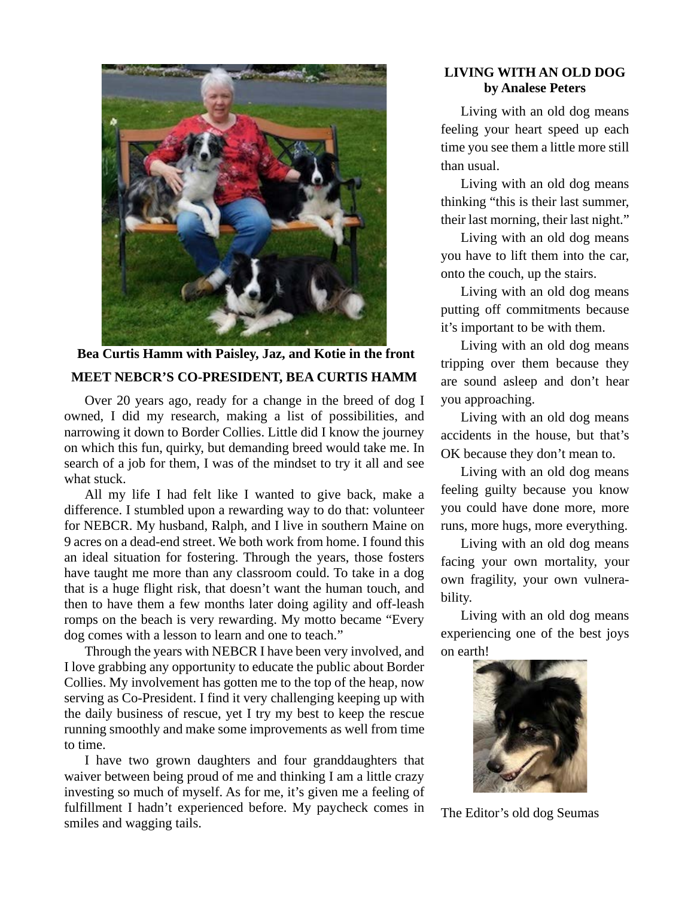Bea Curtis Hamm with Paisley, Jaz, and Kotie in the front

## MEET NEBCR'S CO-PRESIDENT, BEA CURTIS HAMM

Over 20 years ago, ready for a change in the breed of dog I owned, I did my research, making a list of possibilities, and narrowing it down to Border Collies. Little did I know the journey on which this fun, quirky, but demanding breed would take me. In search of a job for them, I was of the mindset to try it all and see what stuck.

All my life I had felt like I wanted to give back, make a difference. I stumbled upon a rewarding way to do that: volunteer for NEBCR. My husband, Ralph, and I live in southern Maine on 9 acres on a dead-end street. We both work from home. I found this an ideal situation for fostering. Through the years, those fosters have taught me more than any classroom could. To take in a dog that is a huge flight risk, that doesn't want the human touch, and then to have them a few months later doing agility and off-leash romps on the beach is very rewarding. My motto became "Every dog comes with a lesson to learn and one to teach."

Through the years with NEBCR I have been very involved, and I love grabbing any opportunity to educate the public about Border Collies. My involvement has gotten me to the top of the heap, now serving as Co-President. I find it very challenging keeping up with the daily business of rescue, yet I try my best to keep the rescue running smoothly and make some improvements as well from time to time.

I have two grown daughters and four granddaughters that waiver between being proud of me and thinking I am a little crazy investing so much of myself. As for me, it's given me a feeling of fulfillment I hadn't experienced before. My paycheck comes in smiles and wagging tails.

## LIVING WITH AN OLD DOG
**by Analese Peters**

Living with an old dog means feeling your heart speed up each time you see them a little more still than usual.

Living with an old dog means thinking "this is their last summer, their last morning, their last night."

Living with an old dog means you have to lift them into the car, onto the couch, up the stairs.

Living with an old dog means putting off commitments because it's important to be with them.

Living with an old dog means tripping over them because they are sound asleep and don't hear you approaching.

Living with an old dog means accidents in the house, but that's OK because they don't mean to.

Living with an old dog means feeling guilty because you know you could have done more, more runs, more hugs, more everything.

Living with an old dog means facing your own mortality, your own fragility, your own vulnerability.

Living with an old dog means experiencing one of the best joys on earth!

The Editor's old dog Seumas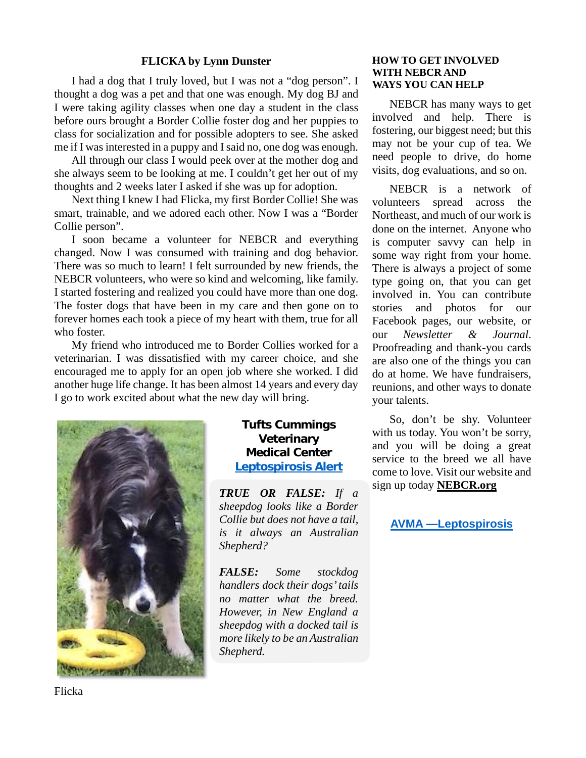### FLICKA by Lynn Dunster

I had a dog that I truly loved, but I was not a “dog person”. I thought a dog was a pet and that one was enough. My dog BJ and I were taking agility classes when one day a student in the class before ours brought a Border Collie foster dog and her puppies to class for socialization and for possible adopters to see. She asked me if I was interested in a puppy and I said no, one dog was enough.

All through our class I would peek over at the mother dog and she always seem to be looking at me. I couldn’t get her out of my thoughts and 2 weeks later I asked if she was up for adoption.

Next thing I knew I had Flicka, my first Border Collie! She was smart, trainable, and we adored each other. Now I was a “Border Collie person”.

I soon became a volunteer for NEBCR and everything changed. Now I was consumed with training and dog behavior. There was so much to learn! I felt surrounded by new friends, the NEBCR volunteers, who were so kind and welcoming, like family. I started fostering and realized you could have more than one dog. The foster dogs that have been in my care and then gone on to forever homes each took a piece of my heart with them, true for all who foster.

My friend who introduced me to Border Collies worked for a veterinarian. I was dissatisfied with my career choice, and she encouraged me to apply for an open job where she worked. I did another huge life change. It has been almost 14 years and every day I go to work excited about what the new day will bring.

Flicka

**Tufts Cummings Veterinary Medical Center**
**Leptospirosis Alert**

***TRUE OR FALSE:*** *If a sheepdog looks like a Border Collie but does not have a tail, is it always an Australian Shepherd?*

***FALSE:*** *Some stockdog handlers dock their dogs’ tails no matter what the breed. However, in New England a sheepdog with a docked tail is more likely to be an Australian Shepherd.*

### HOW TO GET INVOLVED WITH NEBCR AND WAYS YOU CAN HELP

NEBCR has many ways to get involved and help. There is fostering, our biggest need; but this may not be your cup of tea. We need people to drive, do home visits, dog evaluations, and so on.

NEBCR is a network of volunteers spread across the Northeast, and much of our work is done on the internet. Anyone who is computer savvy can help in some way right from your home. There is always a project of some type going on, that you can get involved in. You can contribute stories and photos for our Facebook pages, our website, or our *Newsletter & Journal*. Proofreading and thank-you cards are also one of the things you can do at home. We have fundraisers, reunions, and other ways to donate your talents.

So, don’t be shy. Volunteer with us today. You won’t be sorry, and you will be doing a great service to the breed we all have come to love. Visit our website and sign up today **NEBCR.org**

**AVMA —Leptospirosis**